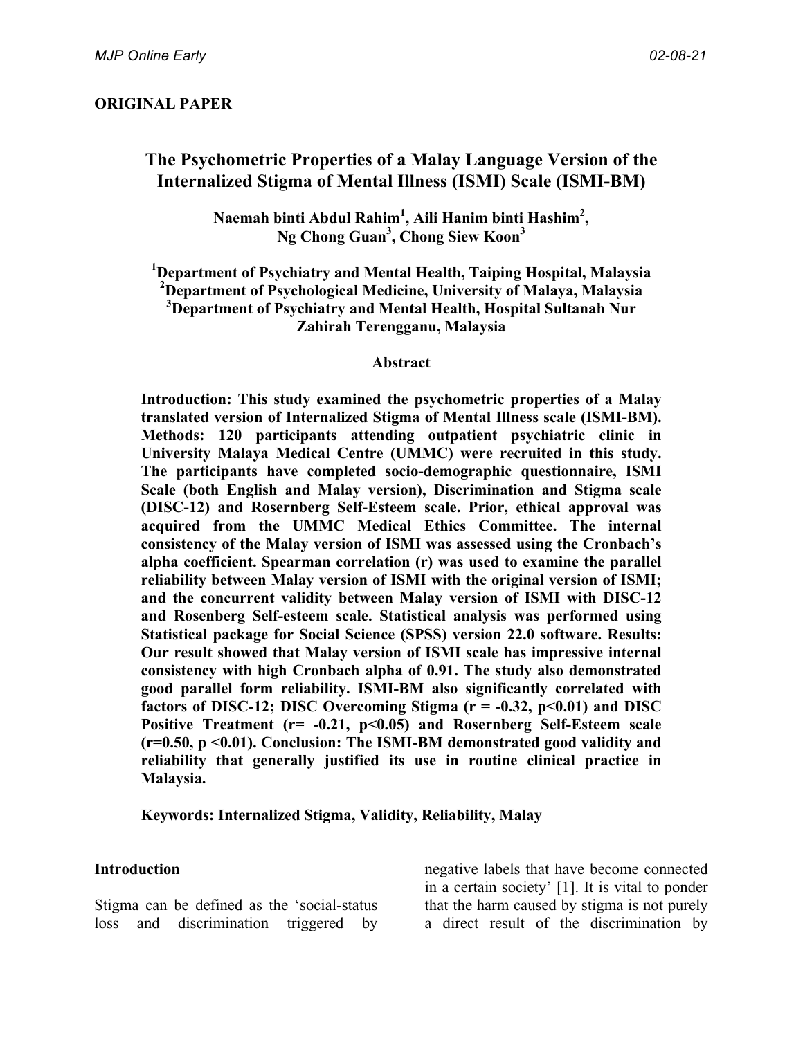ORIGINAL PAPER

# The Psychometric Properties of a Malay Language Version of the Internalized Stigma of Mental Illness (ISMI) Scale (ISMI-BM)

**Naemah binti Abdul Rahim[1], Aili Hanim binti Hashim[2], Ng Chong Guan[3], Chong Siew Koon[3]**

**[1]Department of Psychiatry and Mental Health, Taiping Hospital, Malaysia**
**[2]Department of Psychological Medicine, University of Malaya, Malaysia**
**[3]Department of Psychiatry and Mental Health, Hospital Sultanah Nur Zahirah Terengganu, Malaysia**

## Abstract

**Introduction: This study examined the psychometric properties of a Malay translated version of Internalized Stigma of Mental Illness scale (ISMI-BM). Methods: 120 participants attending outpatient psychiatric clinic in University Malaya Medical Centre (UMMC) were recruited in this study. The participants have completed socio-demographic questionnaire, ISMI Scale (both English and Malay version), Discrimination and Stigma scale (DISC-12) and Rosernberg Self-Esteem scale. Prior, ethical approval was acquired from the UMMC Medical Ethics Committee. The internal consistency of the Malay version of ISMI was assessed using the Cronbach's alpha coefficient. Spearman correlation (r) was used to examine the parallel reliability between Malay version of ISMI with the original version of ISMI; and the concurrent validity between Malay version of ISMI with DISC-12 and Rosenberg Self-esteem scale. Statistical analysis was performed using Statistical package for Social Science (SPSS) version 22.0 software. Results: Our result showed that Malay version of ISMI scale has impressive internal consistency with high Cronbach alpha of 0.91. The study also demonstrated good parallel form reliability. ISMI-BM also significantly correlated with factors of DISC-12; DISC Overcoming Stigma ($r = -0.32$, $p<0.01$) and DISC Positive Treatment ($r= -0.21$, $p<0.05$) and Rosernberg Self-Esteem scale ($r=0.50$, $p <0.01$). Conclusion: The ISMI-BM demonstrated good validity and reliability that generally justified its use in routine clinical practice in Malaysia.**

**Keywords: Internalized Stigma, Validity, Reliability, Malay**

## Introduction

Stigma can be defined as the 'social-status loss and discrimination triggered by negative labels that have become connected in a certain society' [1]. It is vital to ponder that the harm caused by stigma is not purely a direct result of the discrimination by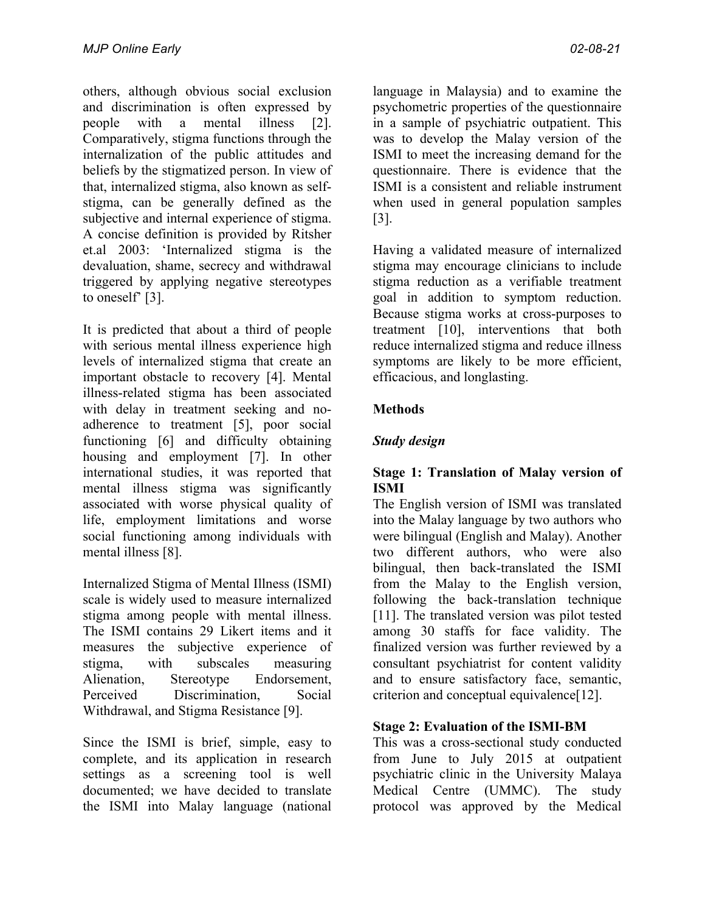others, although obvious social exclusion and discrimination is often expressed by people with a mental illness [2]. Comparatively, stigma functions through the internalization of the public attitudes and beliefs by the stigmatized person. In view of that, internalized stigma, also known as self-stigma, can be generally defined as the subjective and internal experience of stigma. A concise definition is provided by Ritsher et.al 2003: 'Internalized stigma is the devaluation, shame, secrecy and withdrawal triggered by applying negative stereotypes to oneself' [3].

It is predicted that about a third of people with serious mental illness experience high levels of internalized stigma that create an important obstacle to recovery [4]. Mental illness-related stigma has been associated with delay in treatment seeking and no-adherence to treatment [5], poor social functioning [6] and difficulty obtaining housing and employment [7]. In other international studies, it was reported that mental illness stigma was significantly associated with worse physical quality of life, employment limitations and worse social functioning among individuals with mental illness [8].

Internalized Stigma of Mental Illness (ISMI) scale is widely used to measure internalized stigma among people with mental illness. The ISMI contains 29 Likert items and it measures the subjective experience of stigma, with subscales measuring Alienation, Stereotype Endorsement, Perceived Discrimination, Social Withdrawal, and Stigma Resistance [9].

Since the ISMI is brief, simple, easy to complete, and its application in research settings as a screening tool is well documented; we have decided to translate the ISMI into Malay language (national language in Malaysia) and to examine the psychometric properties of the questionnaire in a sample of psychiatric outpatient. This was to develop the Malay version of the ISMI to meet the increasing demand for the questionnaire. There is evidence that the ISMI is a consistent and reliable instrument when used in general population samples [3].

Having a validated measure of internalized stigma may encourage clinicians to include stigma reduction as a verifiable treatment goal in addition to symptom reduction. Because stigma works at cross-purposes to treatment [10], interventions that both reduce internalized stigma and reduce illness symptoms are likely to be more efficient, efficacious, and longlasting.

## Methods

### *Study design*

#### Stage 1: Translation of Malay version of ISMI

The English version of ISMI was translated into the Malay language by two authors who were bilingual (English and Malay). Another two different authors, who were also bilingual, then back-translated the ISMI from the Malay to the English version, following the back-translation technique [11]. The translated version was pilot tested among 30 staffs for face validity. The finalized version was further reviewed by a consultant psychiatrist for content validity and to ensure satisfactory face, semantic, criterion and conceptual equivalence[12].

#### Stage 2: Evaluation of the ISMI-BM

This was a cross-sectional study conducted from June to July 2015 at outpatient psychiatric clinic in the University Malaya Medical Centre (UMMC). The study protocol was approved by the Medical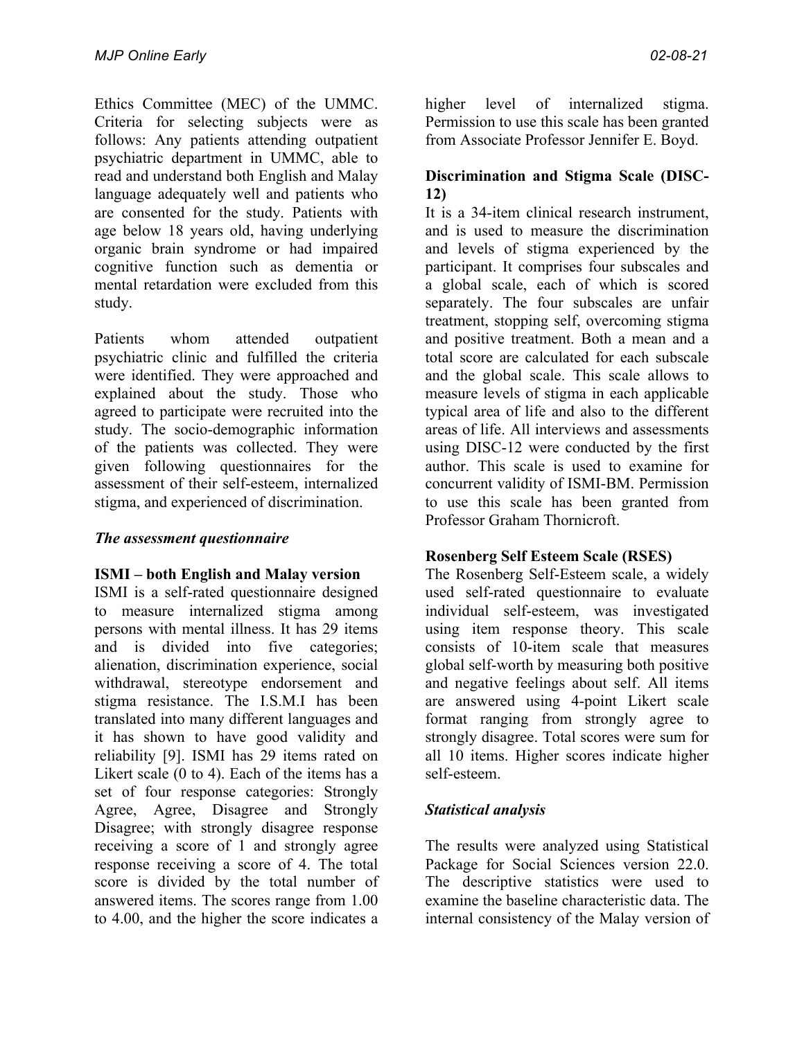Ethics Committee (MEC) of the UMMC. Criteria for selecting subjects were as follows: Any patients attending outpatient psychiatric department in UMMC, able to read and understand both English and Malay language adequately well and patients who are consented for the study. Patients with age below 18 years old, having underlying organic brain syndrome or had impaired cognitive function such as dementia or mental retardation were excluded from this study.

Patients whom attended outpatient psychiatric clinic and fulfilled the criteria were identified. They were approached and explained about the study. Those who agreed to participate were recruited into the study. The socio-demographic information of the patients was collected. They were given following questionnaires for the assessment of their self-esteem, internalized stigma, and experienced of discrimination.

### *The assessment questionnaire*

**ISMI – both English and Malay version**

ISMI is a self-rated questionnaire designed to measure internalized stigma among persons with mental illness. It has 29 items and is divided into five categories; alienation, discrimination experience, social withdrawal, stereotype endorsement and stigma resistance. The I.S.M.I has been translated into many different languages and it has shown to have good validity and reliability [9]. ISMI has 29 items rated on Likert scale (0 to 4). Each of the items has a set of four response categories: Strongly Agree, Agree, Disagree and Strongly Disagree; with strongly disagree response receiving a score of 1 and strongly agree response receiving a score of 4. The total score is divided by the total number of answered items. The scores range from 1.00 to 4.00, and the higher the score indicates a higher level of internalized stigma. Permission to use this scale has been granted from Associate Professor Jennifer E. Boyd.

**Discrimination and Stigma Scale (DISC-12)**

It is a 34-item clinical research instrument, and is used to measure the discrimination and levels of stigma experienced by the participant. It comprises four subscales and a global scale, each of which is scored separately. The four subscales are unfair treatment, stopping self, overcoming stigma and positive treatment. Both a mean and a total score are calculated for each subscale and the global scale. This scale allows to measure levels of stigma in each applicable typical area of life and also to the different areas of life. All interviews and assessments using DISC-12 were conducted by the first author. This scale is used to examine for concurrent validity of ISMI-BM. Permission to use this scale has been granted from Professor Graham Thornicroft.

**Rosenberg Self Esteem Scale (RSES)**

The Rosenberg Self-Esteem scale, a widely used self-rated questionnaire to evaluate individual self-esteem, was investigated using item response theory. This scale consists of 10-item scale that measures global self-worth by measuring both positive and negative feelings about self. All items are answered using 4-point Likert scale format ranging from strongly agree to strongly disagree. Total scores were sum for all 10 items. Higher scores indicate higher self-esteem.

### *Statistical analysis*

The results were analyzed using Statistical Package for Social Sciences version 22.0. The descriptive statistics were used to examine the baseline characteristic data. The internal consistency of the Malay version of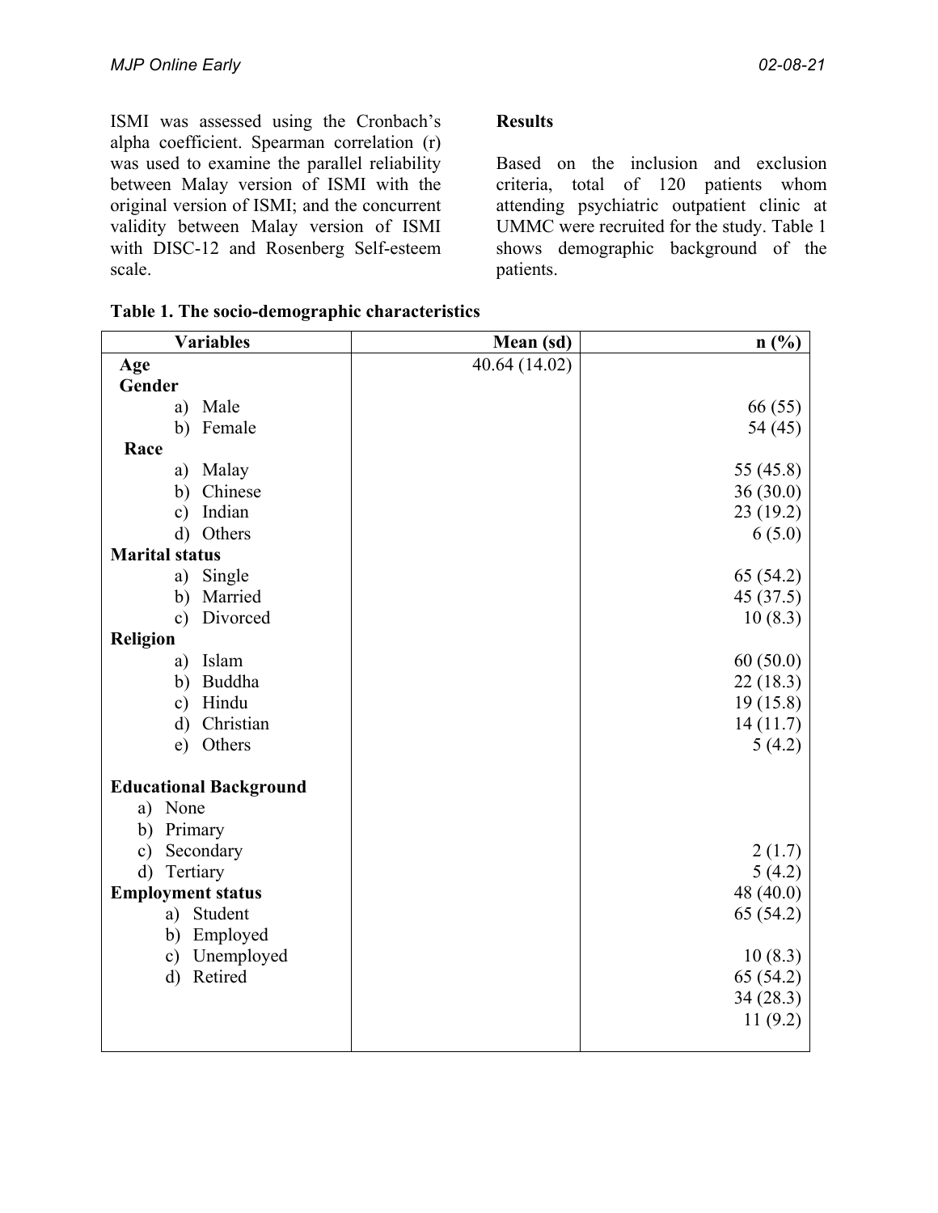ISMI was assessed using the Cronbach's alpha coefficient. Spearman correlation (r) was used to examine the parallel reliability between Malay version of ISMI with the original version of ISMI; and the concurrent validity between Malay version of ISMI with DISC-12 and Rosenberg Self-esteem scale.

**Results**

Based on the inclusion and exclusion criteria, total of 120 patients whom attending psychiatric outpatient clinic at UMMC were recruited for the study. Table 1 shows demographic background of the patients.

**Table 1. The socio-demographic characteristics**

| Variables | Mean (sd) | n (%) |
|---|---|---|
| **Age** | 40.64 (14.02) | |
| **Gender** | | |
| a) Male | | 66 (55) |
| b) Female | | 54 (45) |
| **Race** | | |
| a) Malay | | 55 (45.8) |
| b) Chinese | | 36 (30.0) |
| c) Indian | | 23 (19.2) |
| d) Others | | 6 (5.0) |
| **Marital status** | | |
| a) Single | | 65 (54.2) |
| b) Married | | 45 (37.5) |
| c) Divorced | | 10 (8.3) |
| **Religion** | | |
| a) Islam | | 60 (50.0) |
| b) Buddha | | 22 (18.3) |
| c) Hindu | | 19 (15.8) |
| d) Christian | | 14 (11.7) |
| e) Others | | 5 (4.2) |
| | | |
| **Educational Background** | | |
| a) None | | |
| b) Primary | | |
| c) Secondary | | 2 (1.7) |
| d) Tertiary | | 5 (4.2) |
| **Employment status** | | 48 (40.0) |
| a) Student | | 65 (54.2) |
| b) Employed | | |
| c) Unemployed | | 10 (8.3) |
| d) Retired | | 65 (54.2) |
| | | 34 (28.3) |
| | | 11 (9.2) |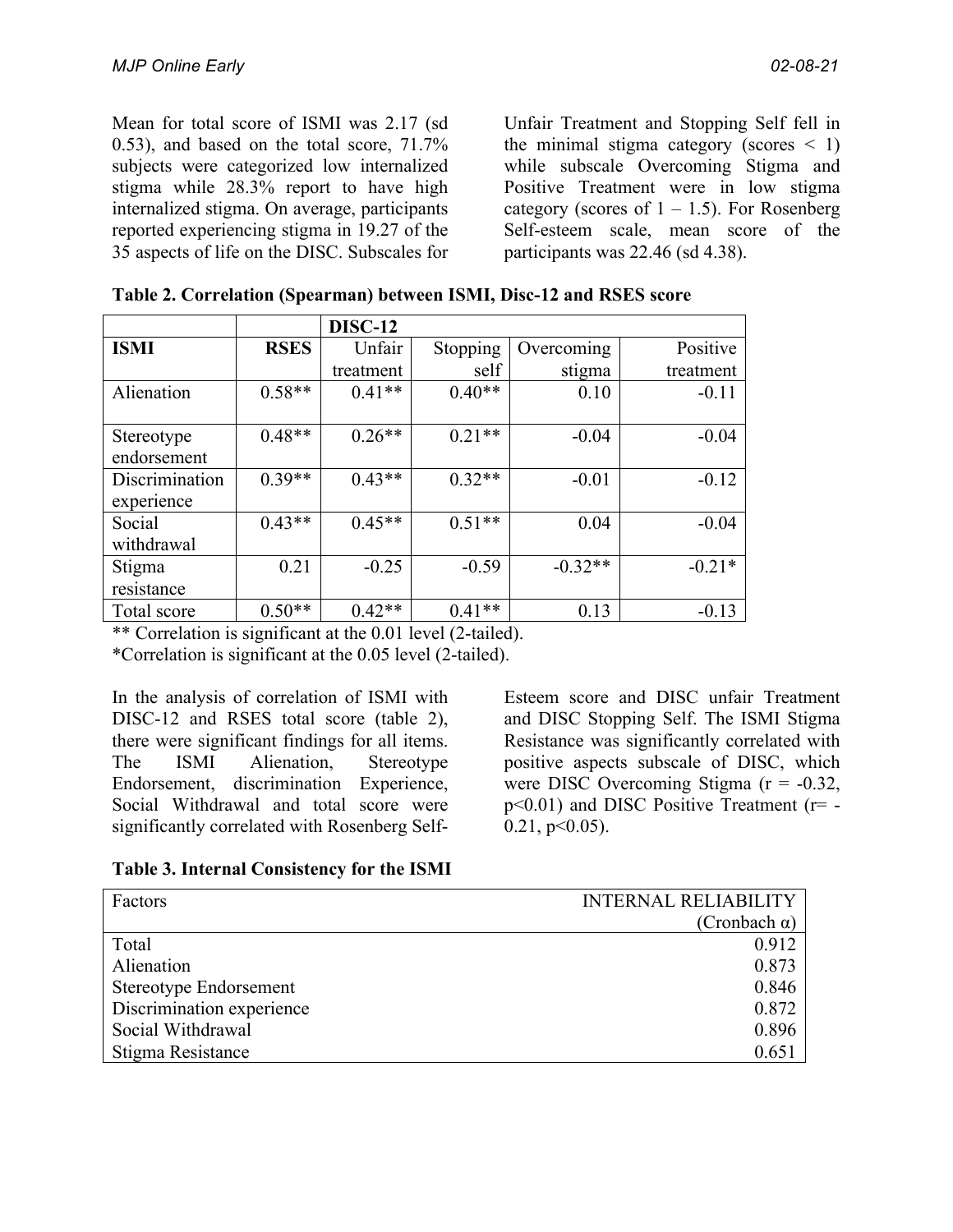Mean for total score of ISMI was 2.17 (sd 0.53), and based on the total score, 71.7% subjects were categorized low internalized stigma while 28.3% report to have high internalized stigma. On average, participants reported experiencing stigma in 19.27 of the 35 aspects of life on the DISC. Subscales for Unfair Treatment and Stopping Self fell in the minimal stigma category (scores < 1) while subscale Overcoming Stigma and Positive Treatment were in low stigma category (scores of 1 – 1.5). For Rosenberg Self-esteem scale, mean score of the participants was 22.46 (sd 4.38).

**Table 2. Correlation (Spearman) between ISMI, Disc-12 and RSES score**

| | | **DISC-12** | | | |
|---|---|---|---|---|---|
| **ISMI** | **RSES** | Unfair treatment | Stopping self | Overcoming stigma | Positive treatment |
| Alienation | 0.58** | 0.41** | 0.40** | 0.10 | -0.11 |
| Stereotype endorsement | 0.48** | 0.26** | 0.21** | -0.04 | -0.04 |
| Discrimination experience | 0.39** | 0.43** | 0.32** | -0.01 | -0.12 |
| Social withdrawal | 0.43** | 0.45** | 0.51** | 0.04 | -0.04 |
| Stigma resistance | 0.21 | -0.25 | -0.59 | -0.32** | -0.21* |
| Total score | 0.50** | 0.42** | 0.41** | 0.13 | -0.13 |

** Correlation is significant at the 0.01 level (2-tailed).
*Correlation is significant at the 0.05 level (2-tailed).

In the analysis of correlation of ISMI with DISC-12 and RSES total score (table 2), there were significant findings for all items. The ISMI Alienation, Stereotype Endorsement, discrimination Experience, Social Withdrawal and total score were significantly correlated with Rosenberg Self-Esteem score and DISC unfair Treatment and DISC Stopping Self. The ISMI Stigma Resistance was significantly correlated with positive aspects subscale of DISC, which were DISC Overcoming Stigma ($r = -0.32$, $p<0.01$) and DISC Positive Treatment ($r= -0.21$, $p<0.05$).

**Table 3. Internal Consistency for the ISMI**

| Factors | INTERNAL RELIABILITY (Cronbach α) |
|---|---|
| Total | 0.912 |
| Alienation | 0.873 |
| Stereotype Endorsement | 0.846 |
| Discrimination experience | 0.872 |
| Social Withdrawal | 0.896 |
| Stigma Resistance | 0.651 |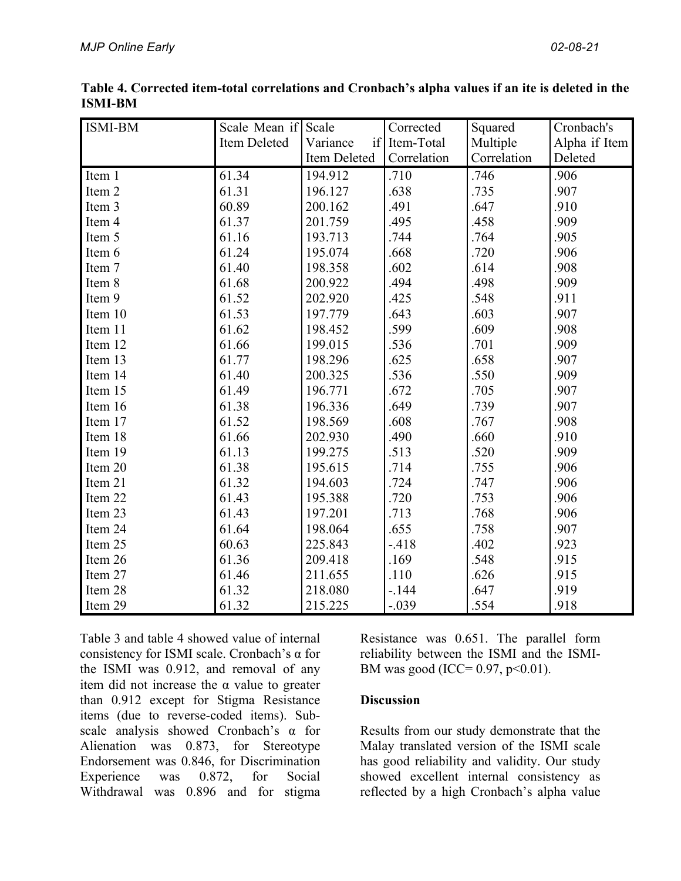**Table 4. Corrected item-total correlations and Cronbach's alpha values if an ite is deleted in the ISMI-BM**

| ISMI-BM | Scale Mean if Item Deleted | Scale Variance if Item Deleted | Corrected Item-Total Correlation | Squared Multiple Correlation | Cronbach's Alpha if Item Deleted |
|---|---|---|---|---|---|
| Item 1 | 61.34 | 194.912 | .710 | .746 | .906 |
| Item 2 | 61.31 | 196.127 | .638 | .735 | .907 |
| Item 3 | 60.89 | 200.162 | .491 | .647 | .910 |
| Item 4 | 61.37 | 201.759 | .495 | .458 | .909 |
| Item 5 | 61.16 | 193.713 | .744 | .764 | .905 |
| Item 6 | 61.24 | 195.074 | .668 | .720 | .906 |
| Item 7 | 61.40 | 198.358 | .602 | .614 | .908 |
| Item 8 | 61.68 | 200.922 | .494 | .498 | .909 |
| Item 9 | 61.52 | 202.920 | .425 | .548 | .911 |
| Item 10 | 61.53 | 197.779 | .643 | .603 | .907 |
| Item 11 | 61.62 | 198.452 | .599 | .609 | .908 |
| Item 12 | 61.66 | 199.015 | .536 | .701 | .909 |
| Item 13 | 61.77 | 198.296 | .625 | .658 | .907 |
| Item 14 | 61.40 | 200.325 | .536 | .550 | .909 |
| Item 15 | 61.49 | 196.771 | .672 | .705 | .907 |
| Item 16 | 61.38 | 196.336 | .649 | .739 | .907 |
| Item 17 | 61.52 | 198.569 | .608 | .767 | .908 |
| Item 18 | 61.66 | 202.930 | .490 | .660 | .910 |
| Item 19 | 61.13 | 199.275 | .513 | .520 | .909 |
| Item 20 | 61.38 | 195.615 | .714 | .755 | .906 |
| Item 21 | 61.32 | 194.603 | .724 | .747 | .906 |
| Item 22 | 61.43 | 195.388 | .720 | .753 | .906 |
| Item 23 | 61.43 | 197.201 | .713 | .768 | .906 |
| Item 24 | 61.64 | 198.064 | .655 | .758 | .907 |
| Item 25 | 60.63 | 225.843 | -.418 | .402 | .923 |
| Item 26 | 61.36 | 209.418 | .169 | .548 | .915 |
| Item 27 | 61.46 | 211.655 | .110 | .626 | .915 |
| Item 28 | 61.32 | 218.080 | -.144 | .647 | .919 |
| Item 29 | 61.32 | 215.225 | -.039 | .554 | .918 |

Table 3 and table 4 showed value of internal consistency for ISMI scale. Cronbach's α for the ISMI was 0.912, and removal of any item did not increase the α value to greater than 0.912 except for Stigma Resistance items (due to reverse-coded items). Sub-scale analysis showed Cronbach's α for Alienation was 0.873, for Stereotype Endorsement was 0.846, for Discrimination Experience was 0.872, for Social Withdrawal was 0.896 and for stigma Resistance was 0.651. The parallel form reliability between the ISMI and the ISMI-BM was good (ICC= 0.97, $p<0.01$).

## Discussion

Results from our study demonstrate that the Malay translated version of the ISMI scale has good reliability and validity. Our study showed excellent internal consistency as reflected by a high Cronbach's alpha value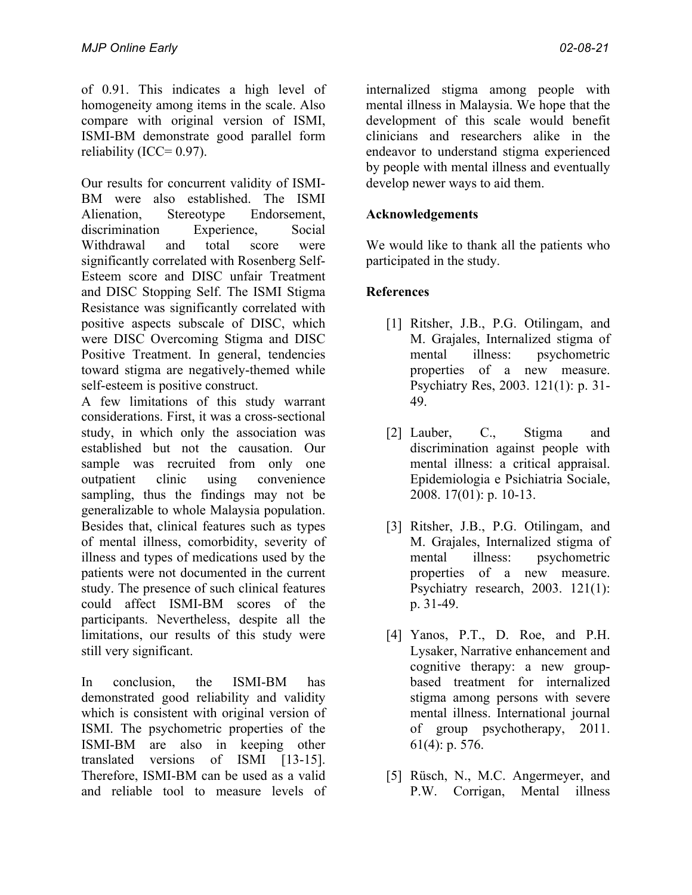of 0.91. This indicates a high level of homogeneity among items in the scale. Also compare with original version of ISMI, ISMI-BM demonstrate good parallel form reliability (ICC= 0.97).

Our results for concurrent validity of ISMI-BM were also established. The ISMI Alienation, Stereotype Endorsement, discrimination Experience, Social Withdrawal and total score were significantly correlated with Rosenberg Self-Esteem score and DISC unfair Treatment and DISC Stopping Self. The ISMI Stigma Resistance was significantly correlated with positive aspects subscale of DISC, which were DISC Overcoming Stigma and DISC Positive Treatment. In general, tendencies toward stigma are negatively-themed while self-esteem is positive construct.

A few limitations of this study warrant considerations. First, it was a cross-sectional study, in which only the association was established but not the causation. Our sample was recruited from only one outpatient clinic using convenience sampling, thus the findings may not be generalizable to whole Malaysia population. Besides that, clinical features such as types of mental illness, comorbidity, severity of illness and types of medications used by the patients were not documented in the current study. The presence of such clinical features could affect ISMI-BM scores of the participants. Nevertheless, despite all the limitations, our results of this study were still very significant.

In conclusion, the ISMI-BM has demonstrated good reliability and validity which is consistent with original version of ISMI. The psychometric properties of the ISMI-BM are also in keeping other translated versions of ISMI [13-15]. Therefore, ISMI-BM can be used as a valid and reliable tool to measure levels of internalized stigma among people with mental illness in Malaysia. We hope that the development of this scale would benefit clinicians and researchers alike in the endeavor to understand stigma experienced by people with mental illness and eventually develop newer ways to aid them.

## Acknowledgements

We would like to thank all the patients who participated in the study.

## References

[1] Ritsher, J.B., P.G. Otilingam, and M. Grajales, Internalized stigma of mental illness: psychometric properties of a new measure. Psychiatry Res, 2003. 121(1): p. 31-49.

[2] Lauber, C., Stigma and discrimination against people with mental illness: a critical appraisal. Epidemiologia e Psichiatria Sociale, 2008. 17(01): p. 10-13.

[3] Ritsher, J.B., P.G. Otilingam, and M. Grajales, Internalized stigma of mental illness: psychometric properties of a new measure. Psychiatry research, 2003. 121(1): p. 31-49.

[4] Yanos, P.T., D. Roe, and P.H. Lysaker, Narrative enhancement and cognitive therapy: a new group-based treatment for internalized stigma among persons with severe mental illness. International journal of group psychotherapy, 2011. 61(4): p. 576.

[5] Rüsch, N., M.C. Angermeyer, and P.W. Corrigan, Mental illness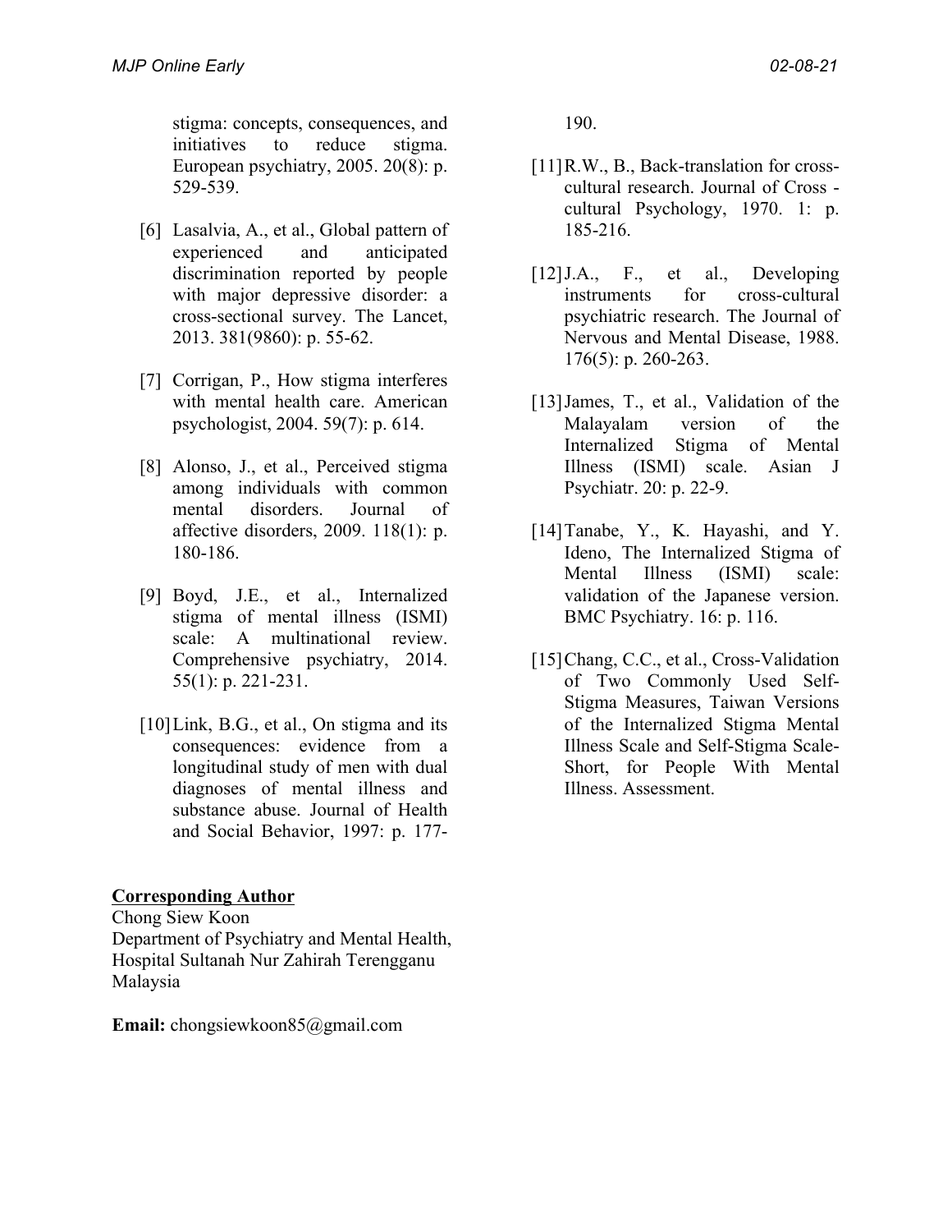stigma: concepts, consequences, and initiatives to reduce stigma. European psychiatry, 2005. 20(8): p. 529-539.

[6] Lasalvia, A., et al., Global pattern of experienced and anticipated discrimination reported by people with major depressive disorder: a cross-sectional survey. The Lancet, 2013. 381(9860): p. 55-62.

[7] Corrigan, P., How stigma interferes with mental health care. American psychologist, 2004. 59(7): p. 614.

[8] Alonso, J., et al., Perceived stigma among individuals with common mental disorders. Journal of affective disorders, 2009. 118(1): p. 180-186.

[9] Boyd, J.E., et al., Internalized stigma of mental illness (ISMI) scale: A multinational review. Comprehensive psychiatry, 2014. 55(1): p. 221-231.

[10] Link, B.G., et al., On stigma and its consequences: evidence from a longitudinal study of men with dual diagnoses of mental illness and substance abuse. Journal of Health and Social Behavior, 1997: p. 177-190.

[11] R.W., B., Back-translation for cross-cultural research. Journal of Cross - cultural Psychology, 1970. 1: p. 185-216.

[12] J.A., F., et al., Developing instruments for cross-cultural psychiatric research. The Journal of Nervous and Mental Disease, 1988. 176(5): p. 260-263.

[13] James, T., et al., Validation of the Malayalam version of the Internalized Stigma of Mental Illness (ISMI) scale. Asian J Psychiatr. 20: p. 22-9.

[14] Tanabe, Y., K. Hayashi, and Y. Ideno, The Internalized Stigma of Mental Illness (ISMI) scale: validation of the Japanese version. BMC Psychiatry. 16: p. 116.

[15] Chang, C.C., et al., Cross-Validation of Two Commonly Used Self-Stigma Measures, Taiwan Versions of the Internalized Stigma Mental Illness Scale and Self-Stigma Scale-Short, for People With Mental Illness. Assessment.

**Corresponding Author**

Chong Siew Koon
Department of Psychiatry and Mental Health,
Hospital Sultanah Nur Zahirah Terengganu
Malaysia

**Email:** chongsiewkoon85@gmail.com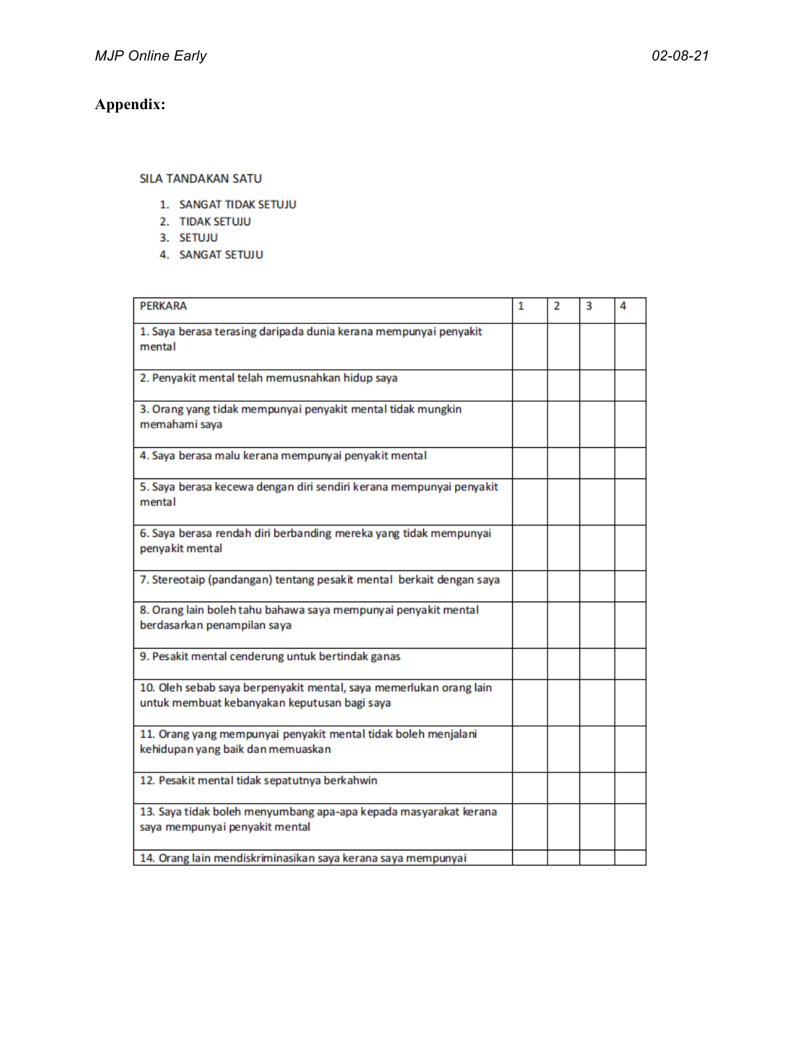## Appendix:

SILA TANDAKAN SATU

1. SANGAT TIDAK SETUJU
2. TIDAK SETUJU
3. SETUJU
4. SANGAT SETUJU

| PERKARA | 1 | 2 | 3 | 4 |
|---|---|---|---|---|
| 1. Saya berasa terasing daripada dunia kerana mempunyai penyakit mental | | | | |
| 2. Penyakit mental telah memusnahkan hidup saya | | | | |
| 3. Orang yang tidak mempunyai penyakit mental tidak mungkin memahami saya | | | | |
| 4. Saya berasa malu kerana mempunyai penyakit mental | | | | |
| 5. Saya berasa kecewa dengan diri sendiri kerana mempunyai penyakit mental | | | | |
| 6. Saya berasa rendah diri berbanding mereka yang tidak mempunyai penyakit mental | | | | |
| 7. Stereotaip (pandangan) tentang pesakit mental berkait dengan saya | | | | |
| 8. Orang lain boleh tahu bahawa saya mempunyai penyakit mental berdasarkan penampilan saya | | | | |
| 9. Pesakit mental cenderung untuk bertindak ganas | | | | |
| 10. Oleh sebab saya berpenyakit mental, saya memerlukan orang lain untuk membuat kebanyakan keputusan bagi saya | | | | |
| 11. Orang yang mempunyai penyakit mental tidak boleh menjalani kehidupan yang baik dan memuaskan | | | | |
| 12. Pesakit mental tidak sepatutnya berkahwin | | | | |
| 13. Saya tidak boleh menyumbang apa-apa kepada masyarakat kerana saya mempunyai penyakit mental | | | | |
| 14. Orang lain mendiskriminasikan saya kerana saya mempunyai | | | | |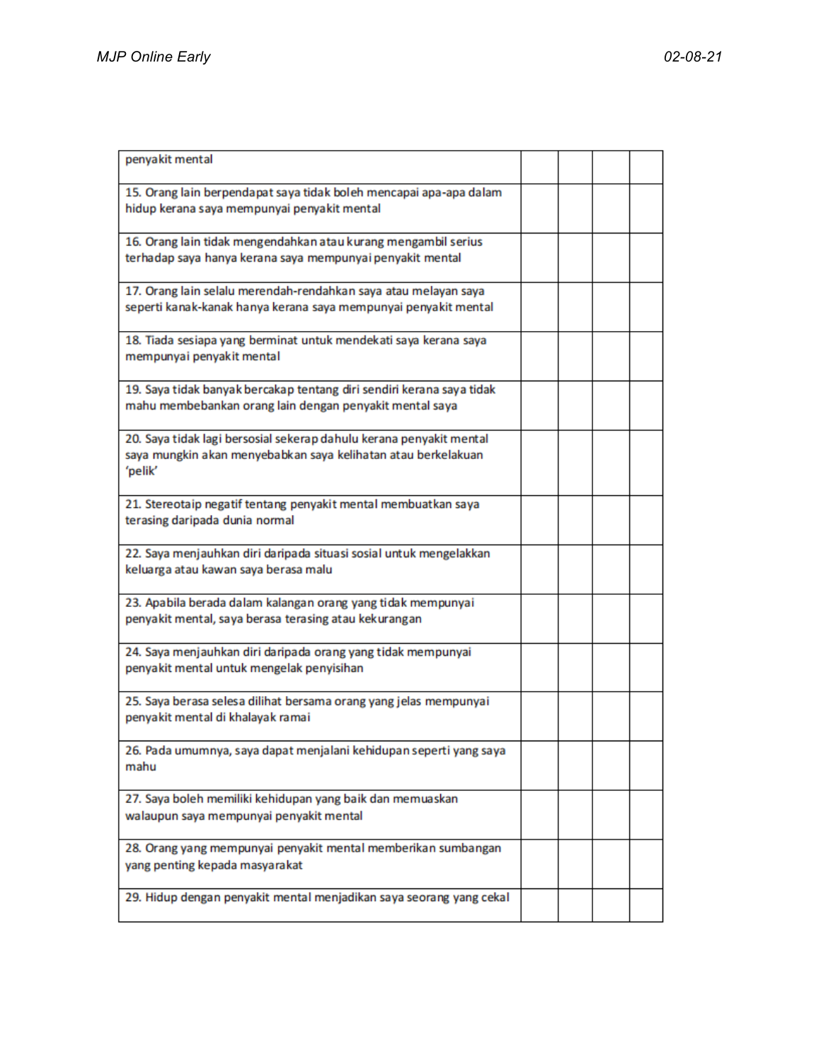| | | | | |
|---|---|---|---|---|
| penyakit mental | | | | |
| 15. Orang lain berpendapat saya tidak boleh mencapai apa-apa dalam hidup kerana saya mempunyai penyakit mental | | | | |
| 16. Orang lain tidak mengendahkan atau kurang mengambil serius terhadap saya hanya kerana saya mempunyai penyakit mental | | | | |
| 17. Orang lain selalu merendah-rendahkan saya atau melayan saya seperti kanak-kanak hanya kerana saya mempunyai penyakit mental | | | | |
| 18. Tiada sesiapa yang berminat untuk mendekati saya kerana saya mempunyai penyakit mental | | | | |
| 19. Saya tidak banyak bercakap tentang diri sendiri kerana saya tidak mahu membebankan orang lain dengan penyakit mental saya | | | | |
| 20. Saya tidak lagi bersosial sekerap dahulu kerana penyakit mental saya mungkin akan menyebabkan saya kelihatan atau berkelakuan 'pelik' | | | | |
| 21. Stereotaip negatif tentang penyakit mental membuatkan saya terasing daripada dunia normal | | | | |
| 22. Saya menjauhkan diri daripada situasi sosial untuk mengelakkan keluarga atau kawan saya berasa malu | | | | |
| 23. Apabila berada dalam kalangan orang yang tidak mempunyai penyakit mental, saya berasa terasing atau kekurangan | | | | |
| 24. Saya menjauhkan diri daripada orang yang tidak mempunyai penyakit mental untuk mengelak penyisihan | | | | |
| 25. Saya berasa selesa dilihat bersama orang yang jelas mempunyai penyakit mental di khalayak ramai | | | | |
| 26. Pada umumnya, saya dapat menjalani kehidupan seperti yang saya mahu | | | | |
| 27. Saya boleh memiliki kehidupan yang baik dan memuaskan walaupun saya mempunyai penyakit mental | | | | |
| 28. Orang yang mempunyai penyakit mental memberikan sumbangan yang penting kepada masyarakat | | | | |
| 29. Hidup dengan penyakit mental menjadikan saya seorang yang cekal | | | | |